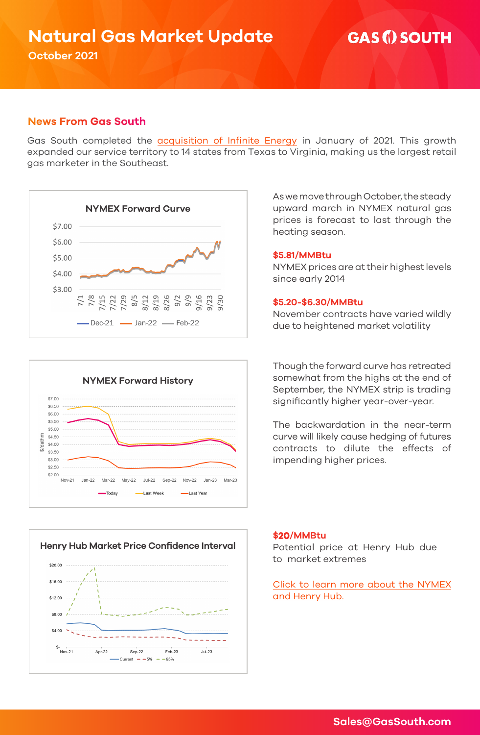# Natural Gas Market Update

**October 2021**

GAS SOUTH

## News From Gas South

Gas South completed the acquisition of Infinite Energy in January of 2021. This growth expanded our service territory to 14 states from Texas to Virginia, making us the largest retail gas marketer in the Southeast.

**NYMEX Forward Curve**

As we move through October, the steady upward march in NYMEX natural gas prices is forecast to last through the heating season.

**$5.81/MMBtu**

NYMEX prices are at their highest levels since early 2014

**$5.20-$6.30/MMBtu**

November contracts have varied wildly due to heightened market volatility

**NYMEX Forward History**

Though the forward curve has retreated somewhat from the highs at the end of September, the NYMEX strip is trading significantly higher year-over-year.

The backwardation in the near-term curve will likely cause hedging of futures contracts to dilute the effects of impending higher prices.

**Henry Hub Market Price Confidence Interval**

**$20/MMBtu**

Potential price at Henry Hub due to market extremes

Click to learn more about the NYMEX and Henry Hub.

Sales@GasSouth.com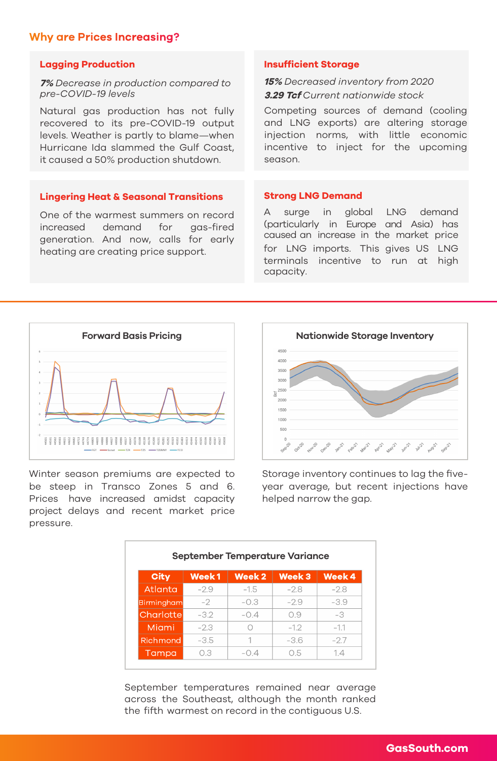## Why are Prices Increasing?

### Lagging Production

*7% Decrease in production compared to pre-COVID-19 levels*

Natural gas production has not fully recovered to its pre-COVID-19 output levels. Weather is partly to blame—when Hurricane Ida slammed the Gulf Coast, it caused a 50% production shutdown.

### Insufficient Storage

***15%** Decreased inventory from 2020*

***3.29 Tcf** Current nationwide stock*

Competing sources of demand (cooling and LNG exports) are altering storage injection norms, with little economic incentive to inject for the upcoming season.

### Lingering Heat & Seasonal Transitions

One of the warmest summers on record increased demand for gas-fired generation. And now, calls for early heating are creating price support.

### Strong LNG Demand

A surge in global LNG demand (particularly in Europe and Asia) has caused an increase in the market price for LNG imports. This gives US LNG terminals incentive to run at high capacity.

**Forward Basis Pricing**

6
5
4
3
2
1
0
-1
-2

FGT — Sonat — TZ4 — TZ5 — TZ6NNY — TCO

Winter season premiums are expected to be steep in Transco Zones 5 and 6. Prices have increased amidst capacity project delays and recent market price pressure.

**Nationwide Storage Inventory**

Bcf

4500
4000
3500
3000
2500
2000
1500
1000
500
0

Sep-20 Oct-20 Nov-20 Dec-20 Jan-21 Feb-21 Mar-21 Apr-21 May-21 Jun-21 Jul-21 Aug-21 Sep-21

Storage inventory continues to lag the five-year average, but recent injections have helped narrow the gap.

**September Temperature Variance**

| City | Week 1 | Week 2 | Week 3 | Week 4 |
|---|---|---|---|---|
| Atlanta | -2.9 | -1.5 | -2.8 | -2.8 |
| Birmingham | -2 | -0.3 | -2.9 | -3.9 |
| Charlotte | -3.2 | -0.4 | 0.9 | -3 |
| Miami | -2.3 | 0 | -1.2 | -1.1 |
| Richmond | -3.5 | 1 | -3.6 | -2.7 |
| Tampa | 0.3 | -0.4 | 0.5 | 1.4 |

September temperatures remained near average across the Southeast, although the month ranked the fifth warmest on record in the contiguous U.S.

GasSouth.com